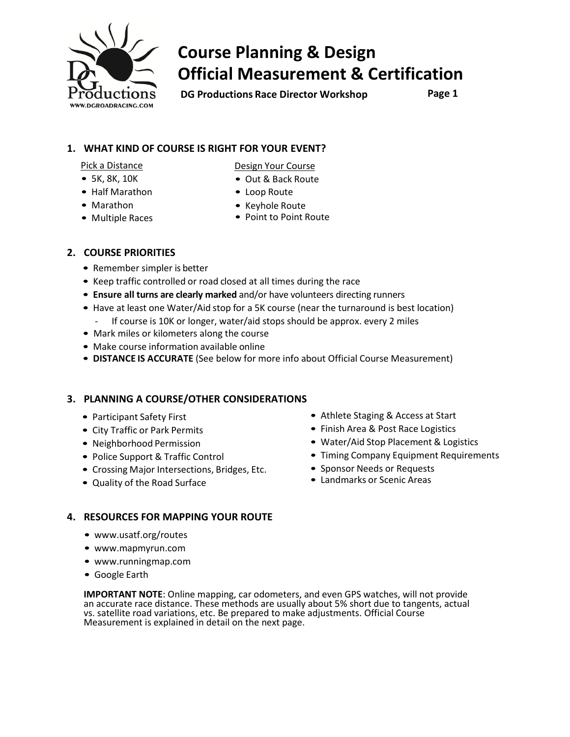# Course Planning & Design
# Official Measurement & Certification

**DG Productions Race Director Workshop**

## 1. WHAT KIND OF COURSE IS RIGHT FOR YOUR EVENT?

Pick a Distance

- 5K, 8K, 10K
- Half Marathon
- Marathon
- Multiple Races

Design Your Course

- Out & Back Route
- Loop Route
- Keyhole Route
- Point to Point Route

## 2. COURSE PRIORITIES

- Remember simpler is better
- Keep traffic controlled or road closed at all times during the race
- **Ensure all turns are clearly marked** and/or have volunteers directing runners
- Have at least one Water/Aid stop for a 5K course (near the turnaround is best location)
  - If course is 10K or longer, water/aid stops should be approx. every 2 miles
- Mark miles or kilometers along the course
- Make course information available online
- **DISTANCE IS ACCURATE** (See below for more info about Official Course Measurement)

## 3. PLANNING A COURSE/OTHER CONSIDERATIONS

- Participant Safety First
- City Traffic or Park Permits
- Neighborhood Permission
- Police Support & Traffic Control
- Crossing Major Intersections, Bridges, Etc.
- Quality of the Road Surface
- Athlete Staging & Access at Start
- Finish Area & Post Race Logistics
- Water/Aid Stop Placement & Logistics
- Timing Company Equipment Requirements
- Sponsor Needs or Requests
- Landmarks or Scenic Areas

## 4. RESOURCES FOR MAPPING YOUR ROUTE

- www.usatf.org/routes
- www.mapmyrun.com
- www.runningmap.com
- Google Earth

**IMPORTANT NOTE**: Online mapping, car odometers, and even GPS watches, will not provide an accurate race distance. These methods are usually about 5% short due to tangents, actual vs. satellite road variations, etc. Be prepared to make adjustments. Official Course Measurement is explained in detail on the next page.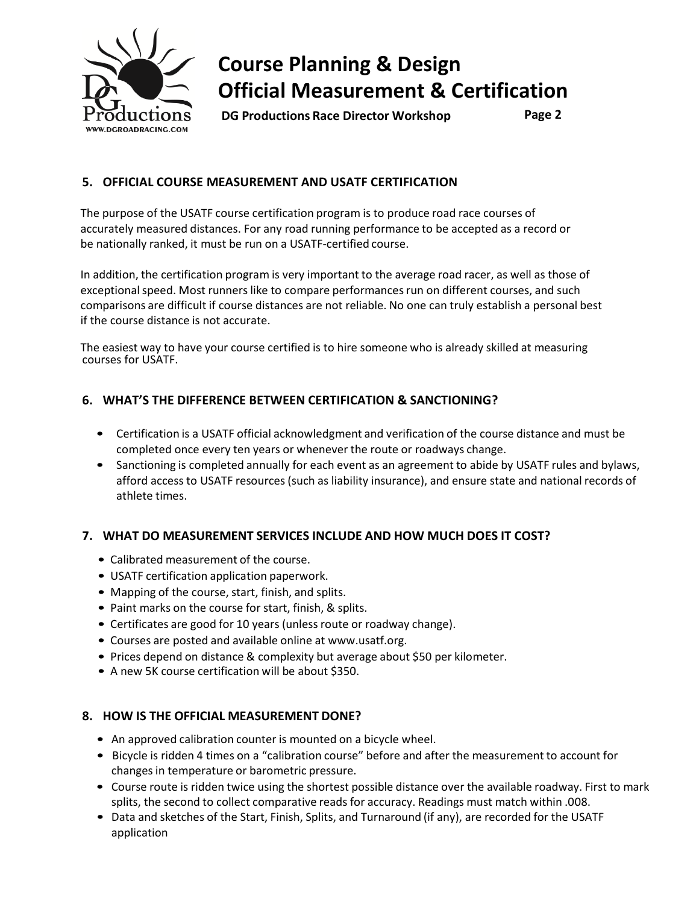## 5. OFFICIAL COURSE MEASUREMENT AND USATF CERTIFICATION

The purpose of the USATF course certification program is to produce road race courses of accurately measured distances. For any road running performance to be accepted as a record or be nationally ranked, it must be run on a USATF-certified course.

In addition, the certification program is very important to the average road racer, as well as those of exceptional speed. Most runners like to compare performances run on different courses, and such comparisons are difficult if course distances are not reliable. No one can truly establish a personal best if the course distance is not accurate.

The easiest way to have your course certified is to hire someone who is already skilled at measuring courses for USATF.

## 6. WHAT'S THE DIFFERENCE BETWEEN CERTIFICATION & SANCTIONING?

- Certification is a USATF official acknowledgment and verification of the course distance and must be completed once every ten years or whenever the route or roadways change.
- Sanctioning is completed annually for each event as an agreement to abide by USATF rules and bylaws, afford access to USATF resources (such as liability insurance), and ensure state and national records of athlete times.

## 7. WHAT DO MEASUREMENT SERVICES INCLUDE AND HOW MUCH DOES IT COST?

- Calibrated measurement of the course.
- USATF certification application paperwork.
- Mapping of the course, start, finish, and splits.
- Paint marks on the course for start, finish, & splits.
- Certificates are good for 10 years (unless route or roadway change).
- Courses are posted and available online at www.usatf.org.
- Prices depend on distance & complexity but average about $50 per kilometer.
- A new 5K course certification will be about $350.

## 8. HOW IS THE OFFICIAL MEASUREMENT DONE?

- An approved calibration counter is mounted on a bicycle wheel.
- Bicycle is ridden 4 times on a "calibration course" before and after the measurement to account for changes in temperature or barometric pressure.
- Course route is ridden twice using the shortest possible distance over the available roadway. First to mark splits, the second to collect comparative reads for accuracy. Readings must match within .008.
- Data and sketches of the Start, Finish, Splits, and Turnaround (if any), are recorded for the USATF application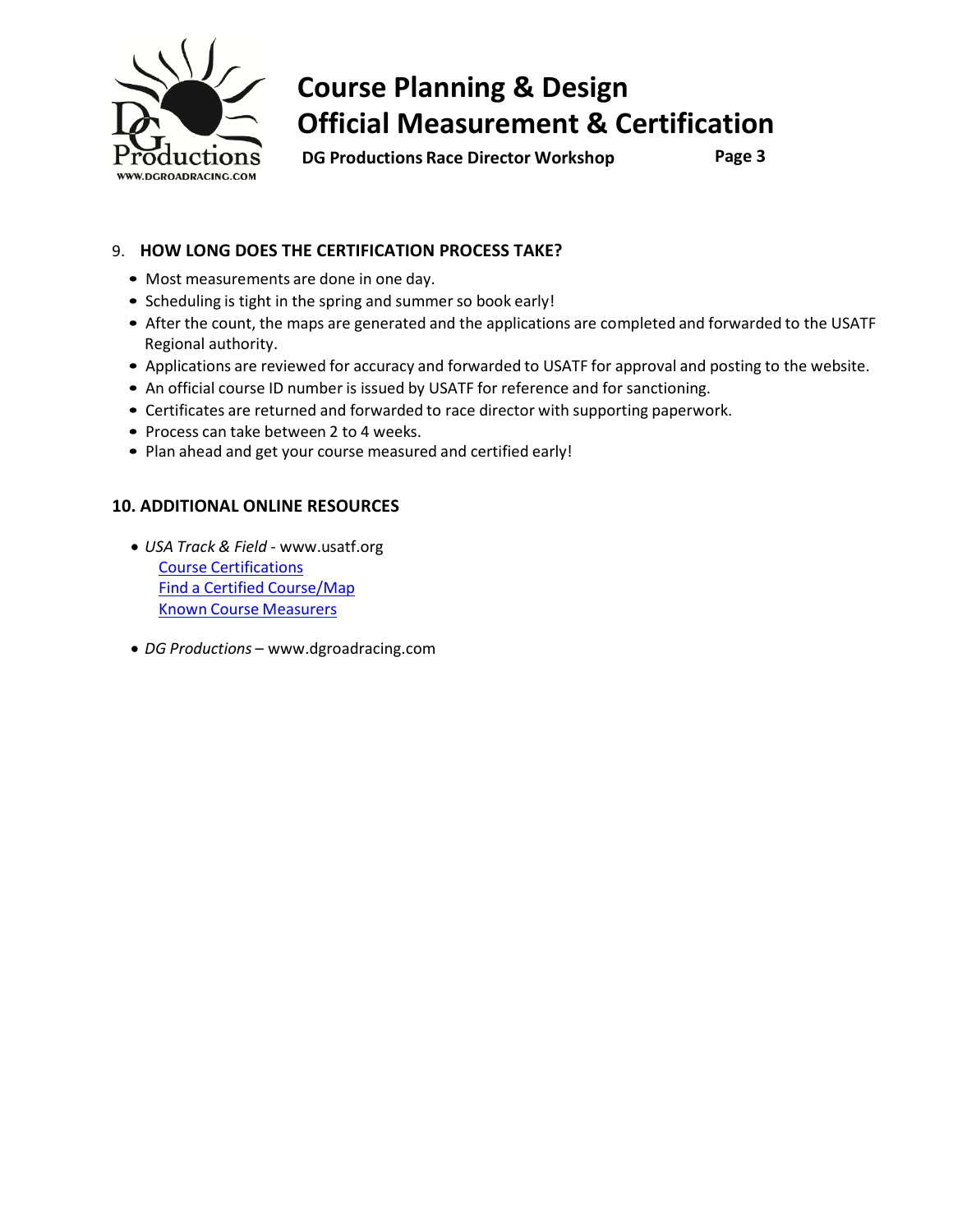## 9. HOW LONG DOES THE CERTIFICATION PROCESS TAKE?

- Most measurements are done in one day.
- Scheduling is tight in the spring and summer so book early!
- After the count, the maps are generated and the applications are completed and forwarded to the USATF Regional authority.
- Applications are reviewed for accuracy and forwarded to USATF for approval and posting to the website.
- An official course ID number is issued by USATF for reference and for sanctioning.
- Certificates are returned and forwarded to race director with supporting paperwork.
- Process can take between 2 to 4 weeks.
- Plan ahead and get your course measured and certified early!

## 10. ADDITIONAL ONLINE RESOURCES

- *USA Track & Field* - www.usatf.org
  Course Certifications
  Find a Certified Course/Map
  Known Course Measurers

- *DG Productions* – www.dgroadracing.com